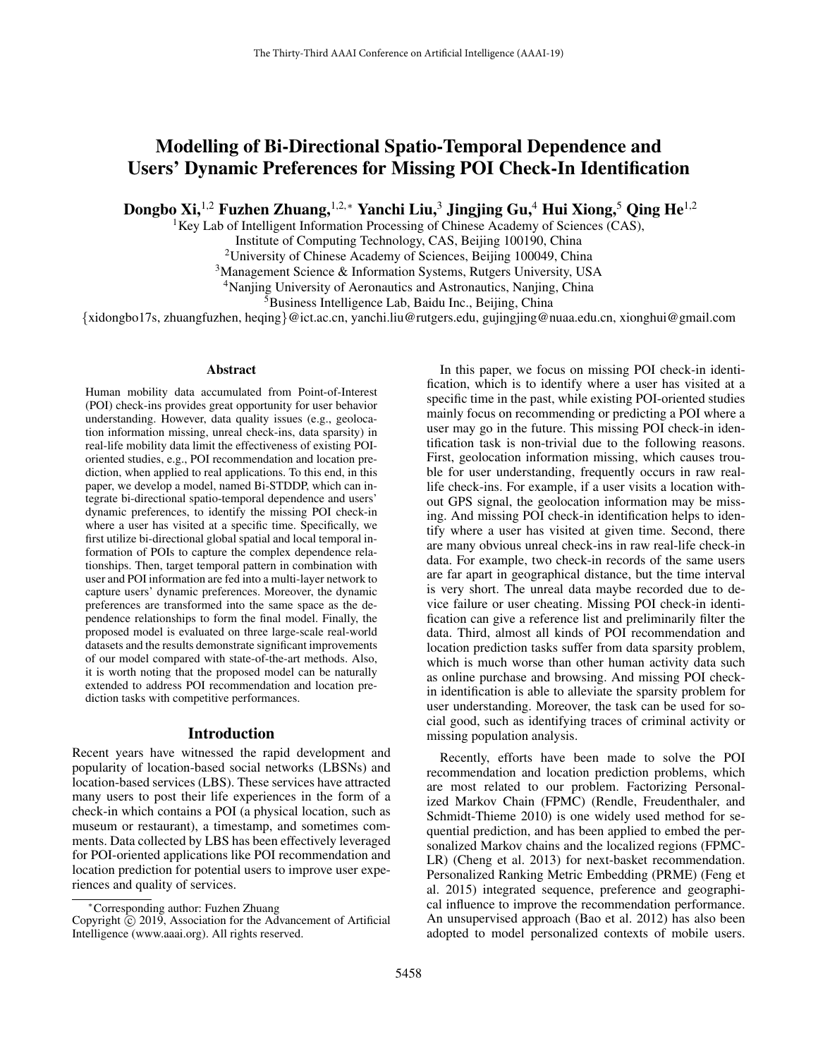# Modelling of Bi-Directional Spatio-Temporal Dependence and Users' Dynamic Preferences for Missing POI Check-In Identification

**Dongbo Xi,[1,2] Fuzhen Zhuang,[1,2,*] Yanchi Liu,[3] Jingjing Gu,[4] Hui Xiong,[5] Qing He[1,2]**

[1]Key Lab of Intelligent Information Processing of Chinese Academy of Sciences (CAS),
Institute of Computing Technology, CAS, Beijing 100190, China
[2]University of Chinese Academy of Sciences, Beijing 100049, China
[3]Management Science & Information Systems, Rutgers University, USA
[4]Nanjing University of Aeronautics and Astronautics, Nanjing, China
[5]Business Intelligence Lab, Baidu Inc., Beijing, China
{xidongbo17s, zhuangfuzhen, heqing}@ict.ac.cn, yanchi.liu@rutgers.edu, gujingjing@nuaa.edu.cn, xionghui@gmail.com

## Abstract

Human mobility data accumulated from Point-of-Interest (POI) check-ins provides great opportunity for user behavior understanding. However, data quality issues (e.g., geolocation information missing, unreal check-ins, data sparsity) in real-life mobility data limit the effectiveness of existing POI-oriented studies, e.g., POI recommendation and location prediction, when applied to real applications. To this end, in this paper, we develop a model, named Bi-STDDP, which can integrate bi-directional spatio-temporal dependence and users' dynamic preferences, to identify the missing POI check-in where a user has visited at a specific time. Specifically, we first utilize bi-directional global spatial and local temporal information of POIs to capture the complex dependence relationships. Then, target temporal pattern in combination with user and POI information are fed into a multi-layer network to capture users' dynamic preferences. Moreover, the dynamic preferences are transformed into the same space as the dependence relationships to form the final model. Finally, the proposed model is evaluated on three large-scale real-world datasets and the results demonstrate significant improvements of our model compared with state-of-the-art methods. Also, it is worth noting that the proposed model can be naturally extended to address POI recommendation and location prediction tasks with competitive performances.

## Introduction

Recent years have witnessed the rapid development and popularity of location-based social networks (LBSNs) and location-based services (LBS). These services have attracted many users to post their life experiences in the form of a check-in which contains a POI (a physical location, such as museum or restaurant), a timestamp, and sometimes comments. Data collected by LBS has been effectively leveraged for POI-oriented applications like POI recommendation and location prediction for potential users to improve user experiences and quality of services.

In this paper, we focus on missing POI check-in identification, which is to identify where a user has visited at a specific time in the past, while existing POI-oriented studies mainly focus on recommending or predicting a POI where a user may go in the future. This missing POI check-in identification task is non-trivial due to the following reasons. First, geolocation information missing, which causes trouble for user understanding, frequently occurs in raw real-life check-ins. For example, if a user visits a location without GPS signal, the geolocation information may be missing. And missing POI check-in identification helps to identify where a user has visited at given time. Second, there are many obvious unreal check-ins in raw real-life check-in data. For example, two check-in records of the same users are far apart in geographical distance, but the time interval is very short. The unreal data maybe recorded due to device failure or user cheating. Missing POI check-in identification can give a reference list and preliminarily filter the data. Third, almost all kinds of POI recommendation and location prediction tasks suffer from data sparsity problem, which is much worse than other human activity data such as online purchase and browsing. And missing POI check-in identification is able to alleviate the sparsity problem for user understanding. Moreover, the task can be used for social good, such as identifying traces of criminal activity or missing population analysis.

Recently, efforts have been made to solve the POI recommendation and location prediction problems, which are most related to our problem. Factorizing Personalized Markov Chain (FPMC) (Rendle, Freudenthaler, and Schmidt-Thieme 2010) is one widely used method for sequential prediction, and has been applied to embed the personalized Markov chains and the localized regions (FPMC-LR) (Cheng et al. 2013) for next-basket recommendation. Personalized Ranking Metric Embedding (PRME) (Feng et al. 2015) integrated sequence, preference and geographical influence to improve the recommendation performance. An unsupervised approach (Bao et al. 2012) has also been adopted to model personalized contexts of mobile users.

*Corresponding author: Fuzhen Zhuang
Copyright © 2019, Association for the Advancement of Artificial Intelligence (www.aaai.org). All rights reserved.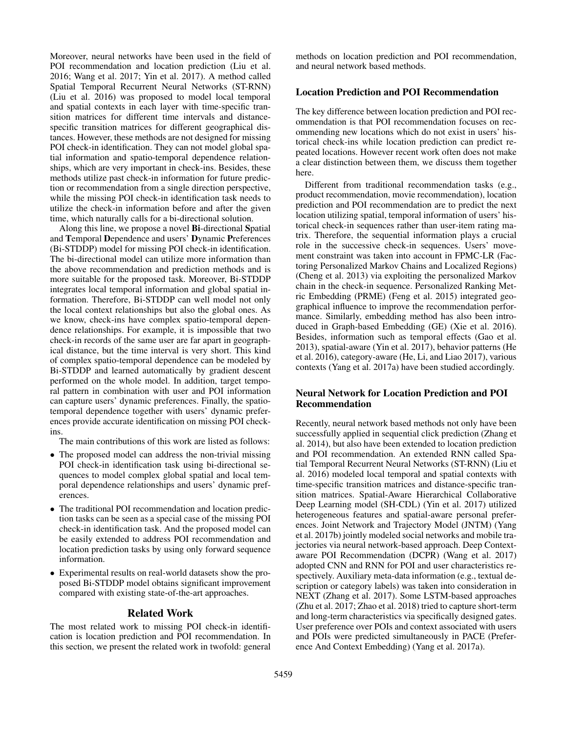Moreover, neural networks have been used in the field of POI recommendation and location prediction (Liu et al. 2016; Wang et al. 2017; Yin et al. 2017). A method called Spatial Temporal Recurrent Neural Networks (ST-RNN) (Liu et al. 2016) was proposed to model local temporal and spatial contexts in each layer with time-specific transition matrices for different time intervals and distance-specific transition matrices for different geographical distances. However, these methods are not designed for missing POI check-in identification. They can not model global spatial information and spatio-temporal dependence relationships, which are very important in check-ins. Besides, these methods utilize past check-in information for future prediction or recommendation from a single direction perspective, while the missing POI check-in identification task needs to utilize the check-in information before and after the given time, which naturally calls for a bi-directional solution.

Along this line, we propose a novel **Bi**-directional **S**patial and **T**emporal **D**ependence and users' **D**ynamic **P**references (Bi-STDDP) model for missing POI check-in identification. The bi-directional model can utilize more information than the above recommendation and prediction methods and is more suitable for the proposed task. Moreover, Bi-STDDP integrates local temporal information and global spatial information. Therefore, Bi-STDDP can well model not only the local context relationships but also the global ones. As we know, check-ins have complex spatio-temporal dependence relationships. For example, it is impossible that two check-in records of the same user are far apart in geographical distance, but the time interval is very short. This kind of complex spatio-temporal dependence can be modeled by Bi-STDDP and learned automatically by gradient descent performed on the whole model. In addition, target temporal pattern in combination with user and POI information can capture users' dynamic preferences. Finally, the spatio-temporal dependence together with users' dynamic preferences provide accurate identification on missing POI check-ins.

The main contributions of this work are listed as follows:

- The proposed model can address the non-trivial missing POI check-in identification task using bi-directional sequences to model complex global spatial and local temporal dependence relationships and users' dynamic preferences.
- The traditional POI recommendation and location prediction tasks can be seen as a special case of the missing POI check-in identification task. And the proposed model can be easily extended to address POI recommendation and location prediction tasks by using only forward sequence information.
- Experimental results on real-world datasets show the proposed Bi-STDDP model obtains significant improvement compared with existing state-of-the-art approaches.

## Related Work

The most related work to missing POI check-in identification is location prediction and POI recommendation. In this section, we present the related work in twofold: general methods on location prediction and POI recommendation, and neural network based methods.

### Location Prediction and POI Recommendation

The key difference between location prediction and POI recommendation is that POI recommendation focuses on recommending new locations which do not exist in users' historical check-ins while location prediction can predict repeated locations. However recent work often does not make a clear distinction between them, we discuss them together here.

Different from traditional recommendation tasks (e.g., product recommendation, movie recommendation), location prediction and POI recommendation are to predict the next location utilizing spatial, temporal information of users' historical check-in sequences rather than user-item rating matrix. Therefore, the sequential information plays a crucial role in the successive check-in sequences. Users' movement constraint was taken into account in FPMC-LR (Factoring Personalized Markov Chains and Localized Regions) (Cheng et al. 2013) via exploiting the personalized Markov chain in the check-in sequence. Personalized Ranking Metric Embedding (PRME) (Feng et al. 2015) integrated geographical influence to improve the recommendation performance. Similarly, embedding method has also been introduced in Graph-based Embedding (GE) (Xie et al. 2016). Besides, information such as temporal effects (Gao et al. 2013), spatial-aware (Yin et al. 2017), behavior patterns (He et al. 2016), category-aware (He, Li, and Liao 2017), various contexts (Yang et al. 2017a) have been studied accordingly.

### Neural Network for Location Prediction and POI Recommendation

Recently, neural network based methods not only have been successfully applied in sequential click prediction (Zhang et al. 2014), but also have been extended to location prediction and POI recommendation. An extended RNN called Spatial Temporal Recurrent Neural Networks (ST-RNN) (Liu et al. 2016) modeled local temporal and spatial contexts with time-specific transition matrices and distance-specific transition matrices. Spatial-Aware Hierarchical Collaborative Deep Learning model (SH-CDL) (Yin et al. 2017) utilized heterogeneous features and spatial-aware personal preferences. Joint Network and Trajectory Model (JNTM) (Yang et al. 2017b) jointly modeled social networks and mobile trajectories via neural network-based approach. Deep Context-aware POI Recommendation (DCPR) (Wang et al. 2017) adopted CNN and RNN for POI and user characteristics respectively. Auxiliary meta-data information (e.g., textual description or category labels) was taken into consideration in NEXT (Zhang et al. 2017). Some LSTM-based approaches (Zhu et al. 2017; Zhao et al. 2018) tried to capture short-term and long-term characteristics via specifically designed gates. User preference over POIs and context associated with users and POIs were predicted simultaneously in PACE (Preference And Context Embedding) (Yang et al. 2017a).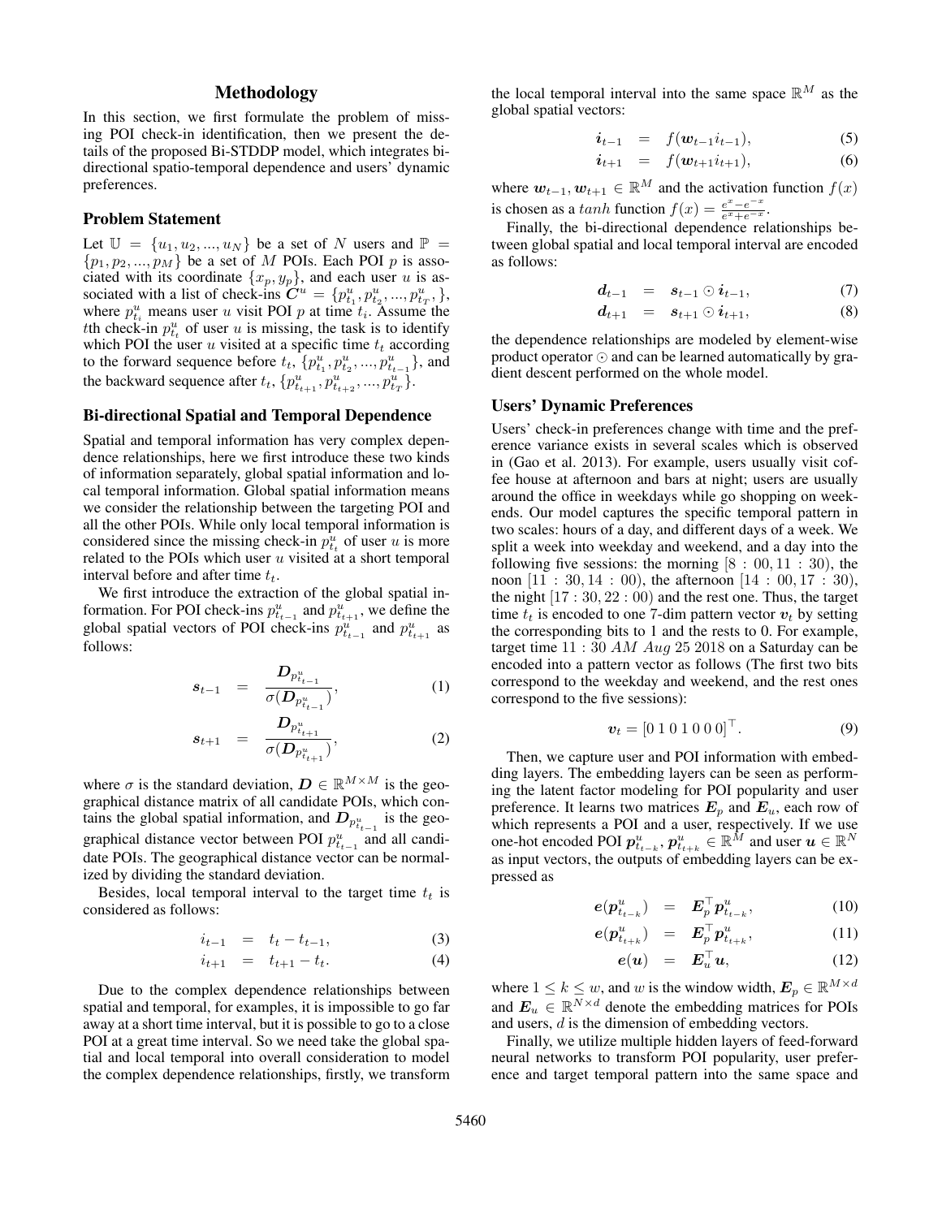## Methodology

In this section, we first formulate the problem of missing POI check-in identification, then we present the details of the proposed Bi-STDDP model, which integrates bi-directional spatio-temporal dependence and users' dynamic preferences.

### Problem Statement

Let $\mathbb{U} = \{u_1, u_2, ..., u_N\}$ be a set of $N$ users and $\mathbb{P} = \{p_1, p_2, ..., p_M\}$ be a set of $M$ POIs. Each POI $p$ is associated with its coordinate $\{x_p, y_p\}$, and each user $u$ is associated with a list of check-ins $\boldsymbol{C}^u = \{p^u_{t_1}, p^u_{t_2}, ..., p^u_{t_T}, \}$, where $p^u_{t_i}$ means user $u$ visit POI $p$ at time $t_i$. Assume the $t$th check-in $p^u_{t_t}$ of user $u$ is missing, the task is to identify which POI the user $u$ visited at a specific time $t_t$ according to the forward sequence before $t_t$, $\{p^u_{t_1}, p^u_{t_2}, ..., p^u_{t_{t-1}}\}$, and the backward sequence after $t_t$, $\{p^u_{t_{t+1}}, p^u_{t_{t+2}}, ..., p^u_{t_T}\}$.

### Bi-directional Spatial and Temporal Dependence

Spatial and temporal information has very complex dependence relationships, here we first introduce these two kinds of information separately, global spatial information and local temporal information. Global spatial information means we consider the relationship between the targeting POI and all the other POIs. While only local temporal information is considered since the missing check-in $p^u_{t_t}$ of user $u$ is more related to the POIs which user $u$ visited at a short temporal interval before and after time $t_t$.

We first introduce the extraction of the global spatial information. For POI check-ins $p^u_{t_{t-1}}$ and $p^u_{t_{t+1}}$, we define the global spatial vectors of POI check-ins $p^u_{t_{t-1}}$ and $p^u_{t_{t+1}}$ as follows:

$$\boldsymbol{s}_{t-1} = \frac{\boldsymbol{D}_{p^u_{t_{t-1}}}}{\sigma(\boldsymbol{D}_{p^u_{t_{t-1}}})}, \tag{1}$$

$$\boldsymbol{s}_{t+1} = \frac{\boldsymbol{D}_{p^u_{t_{t+1}}}}{\sigma(\boldsymbol{D}_{p^u_{t_{t+1}}})}, \tag{2}$$

where $\sigma$ is the standard deviation, $\boldsymbol{D} \in \mathbb{R}^{M \times M}$ is the geographical distance matrix of all candidate POIs, which contains the global spatial information, and $\boldsymbol{D}_{p^u_{t_{t-1}}}$ is the geographical distance vector between POI $p^u_{t_{t-1}}$ and all candidate POIs. The geographical distance vector can be normalized by dividing the standard deviation.

Besides, local temporal interval to the target time $t_t$ is considered as follows:

$$i_{t-1} = t_t - t_{t-1}, \tag{3}$$

$$i_{t+1} = t_{t+1} - t_t. \tag{4}$$

Due to the complex dependence relationships between spatial and temporal, for examples, it is impossible to go far away at a short time interval, but it is possible to go to a close POI at a great time interval. So we need take the global spatial and local temporal into overall consideration to model the complex dependence relationships, firstly, we transform the local temporal interval into the same space $\mathbb{R}^M$ as the global spatial vectors:

$$\boldsymbol{i}_{t-1} = f(\boldsymbol{w}_{t-1} i_{t-1}), \tag{5}$$

$$\boldsymbol{i}_{t+1} = f(\boldsymbol{w}_{t+1} i_{t+1}), \tag{6}$$

where $\boldsymbol{w}_{t-1}, \boldsymbol{w}_{t+1} \in \mathbb{R}^M$ and the activation function $f(x)$ is chosen as a $tanh$ function $f(x) = \frac{e^x - e^{-x}}{e^x + e^{-x}}$.

Finally, the bi-directional dependence relationships between global spatial and local temporal interval are encoded as follows:

$$\boldsymbol{d}_{t-1} = \boldsymbol{s}_{t-1} \odot \boldsymbol{i}_{t-1}, \tag{7}$$

$$\boldsymbol{d}_{t+1} = \boldsymbol{s}_{t+1} \odot \boldsymbol{i}_{t+1}, \tag{8}$$

the dependence relationships are modeled by element-wise product operator $\odot$ and can be learned automatically by gradient descent performed on the whole model.

### Users' Dynamic Preferences

Users' check-in preferences change with time and the preference variance exists in several scales which is observed in (Gao et al. 2013). For example, users usually visit coffee house at afternoon and bars at night; users are usually around the office in weekdays while go shopping on weekends. Our model captures the specific temporal pattern in two scales: hours of a day, and different days of a week. We split a week into weekday and weekend, and a day into the following five sessions: the morning $[8:00, 11:30)$, the noon $[11:30, 14:00)$, the afternoon $[14:00, 17:30)$, the night $[17:30, 22:00)$ and the rest one. Thus, the target time $t_t$ is encoded to one 7-dim pattern vector $\boldsymbol{v}_t$ by setting the corresponding bits to 1 and the rests to 0. For example, target time $11:30\ AM\ Aug\ 25\ 2018$ on a Saturday can be encoded into a pattern vector as follows (The first two bits correspond to the weekday and weekend, and the rest ones correspond to the five sessions):

$$\boldsymbol{v}_t = [0\ 1\ 0\ 1\ 0\ 0\ 0]^\top. \tag{9}$$

Then, we capture user and POI information with embedding layers. The embedding layers can be seen as performing the latent factor modeling for POI popularity and user preference. It learns two matrices $\boldsymbol{E}_p$ and $\boldsymbol{E}_u$, each row of which represents a POI and a user, respectively. If we use one-hot encoded POI $\boldsymbol{p}^u_{t_{t-k}}, \boldsymbol{p}^u_{t_{t+k}} \in \mathbb{R}^M$ and user $\boldsymbol{u} \in \mathbb{R}^N$ as input vectors, the outputs of embedding layers can be expressed as

$$\boldsymbol{e}(\boldsymbol{p}^u_{t_{t-k}}) = \boldsymbol{E}_p^\top \boldsymbol{p}^u_{t_{t-k}}, \tag{10}$$

$$\boldsymbol{e}(\boldsymbol{p}^u_{t_{t+k}}) = \boldsymbol{E}_p^\top \boldsymbol{p}^u_{t_{t+k}}, \tag{11}$$

$$\boldsymbol{e}(\boldsymbol{u}) = \boldsymbol{E}_u^\top \boldsymbol{u}, \tag{12}$$

where $1 \leq k \leq w$, and $w$ is the window width, $\boldsymbol{E}_p \in \mathbb{R}^{M \times d}$ and $\boldsymbol{E}_u \in \mathbb{R}^{N \times d}$ denote the embedding matrices for POIs and users, $d$ is the dimension of embedding vectors.

Finally, we utilize multiple hidden layers of feed-forward neural networks to transform POI popularity, user preference and target temporal pattern into the same space and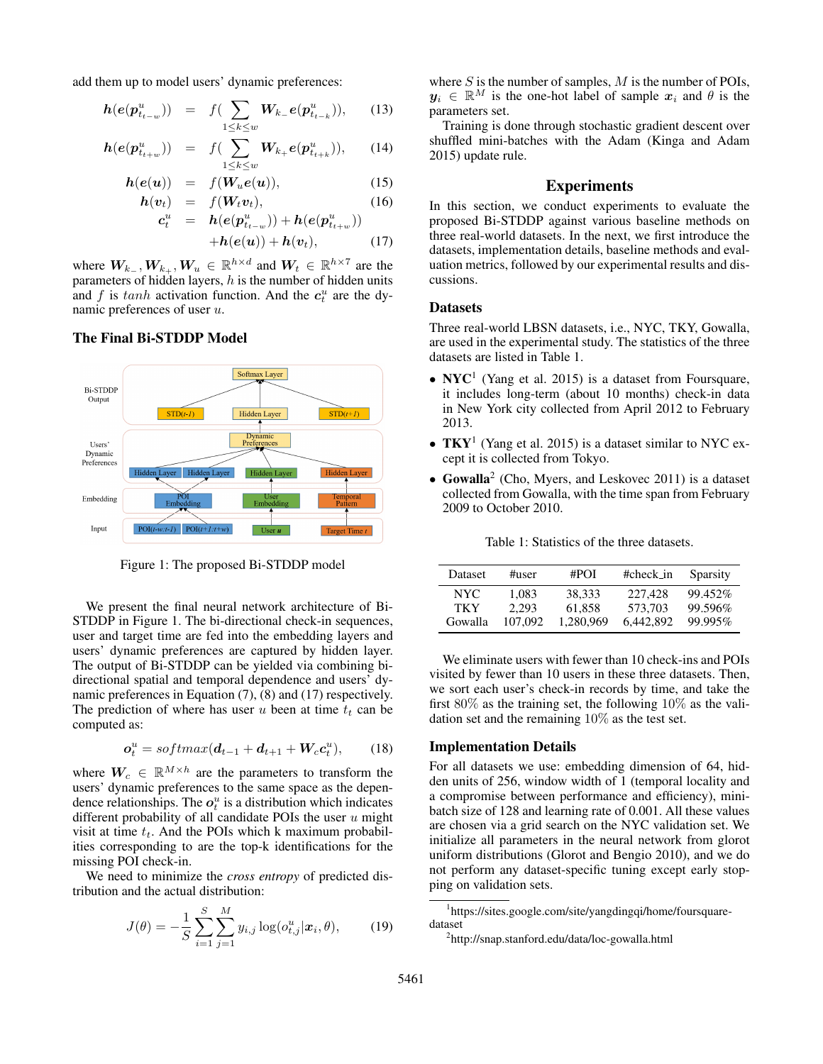add them up to model users' dynamic preferences:

$$
\begin{aligned}
\boldsymbol{h}(\boldsymbol{e}(\boldsymbol{p}^u_{t_{t-w}})) &= f\Big(\sum_{1\leq k\leq w} \boldsymbol{W}_{k_-}\boldsymbol{e}(\boldsymbol{p}^u_{t_{t-k}})\Big), && (13)\\
\boldsymbol{h}(\boldsymbol{e}(\boldsymbol{p}^u_{t_{t+w}})) &= f\Big(\sum_{1\leq k\leq w} \boldsymbol{W}_{k_+}\boldsymbol{e}(\boldsymbol{p}^u_{t_{t+k}})\Big), && (14)\\
\boldsymbol{h}(\boldsymbol{e}(\boldsymbol{u})) &= f(\boldsymbol{W}_u\boldsymbol{e}(\boldsymbol{u})), && (15)\\
\boldsymbol{h}(\boldsymbol{v}_t) &= f(\boldsymbol{W}_t\boldsymbol{v}_t), && (16)\\
\boldsymbol{c}^u_t &= \boldsymbol{h}(\boldsymbol{e}(\boldsymbol{p}^u_{t_{t-w}})) + \boldsymbol{h}(\boldsymbol{e}(\boldsymbol{p}^u_{t_{t+w}})) \\
&\quad + \boldsymbol{h}(\boldsymbol{e}(\boldsymbol{u})) + \boldsymbol{h}(\boldsymbol{v}_t), && (17)
\end{aligned}
$$

where $\boldsymbol{W}_{k_-}, \boldsymbol{W}_{k_+}, \boldsymbol{W}_u \in \mathbb{R}^{h\times d}$ and $\boldsymbol{W}_t \in \mathbb{R}^{h\times 7}$ are the parameters of hidden layers, $h$ is the number of hidden units and $f$ is $tanh$ activation function. And the $\boldsymbol{c}^u_t$ are the dynamic preferences of user $u$.

### The Final Bi-STDDP Model

Figure 1: The proposed Bi-STDDP model

We present the final neural network architecture of Bi-STDDP in Figure 1. The bi-directional check-in sequences, user and target time are fed into the embedding layers and users' dynamic preferences are captured by hidden layer. The output of Bi-STDDP can be yielded via combining bi-directional spatial and temporal dependence and users' dynamic preferences in Equation (7), (8) and (17) respectively. The prediction of where has user $u$ been at time $t_t$ can be computed as:

$$\boldsymbol{o}^u_t = softmax(\boldsymbol{d}_{t-1} + \boldsymbol{d}_{t+1} + \boldsymbol{W}_c\boldsymbol{c}^u_t), \qquad (18)$$

where $\boldsymbol{W}_c \in \mathbb{R}^{M\times h}$ are the parameters to transform the users' dynamic preferences to the same space as the dependence relationships. The $\boldsymbol{o}^u_t$ is a distribution which indicates different probability of all candidate POIs the user $u$ might visit at time $t_t$. And the POIs which k maximum probabilities corresponding to are the top-k identifications for the missing POI check-in.

We need to minimize the *cross entropy* of predicted distribution and the actual distribution:

$$J(\theta) = -\frac{1}{S}\sum_{i=1}^{S}\sum_{j=1}^{M} y_{i,j}\log(o^u_{t,j}|\boldsymbol{x}_i, \theta), \qquad (19)$$

where $S$ is the number of samples, $M$ is the number of POIs, $\boldsymbol{y}_i \in \mathbb{R}^M$ is the one-hot label of sample $\boldsymbol{x}_i$ and $\theta$ is the parameters set.

Training is done through stochastic gradient descent over shuffled mini-batches with the Adam (Kinga and Adam 2015) update rule.

## Experiments

In this section, we conduct experiments to evaluate the proposed Bi-STDDP against various baseline methods on three real-world datasets. In the next, we first introduce the datasets, implementation details, baseline methods and evaluation metrics, followed by our experimental results and discussions.

### Datasets

Three real-world LBSN datasets, i.e., NYC, TKY, Gowalla, are used in the experimental study. The statistics of the three datasets are listed in Table 1.

- **NYC**[1] (Yang et al. 2015) is a dataset from Foursquare, it includes long-term (about 10 months) check-in data in New York city collected from April 2012 to February 2013.
- **TKY**[1] (Yang et al. 2015) is a dataset similar to NYC except it is collected from Tokyo.
- **Gowalla**[2] (Cho, Myers, and Leskovec 2011) is a dataset collected from Gowalla, with the time span from February 2009 to October 2010.

Table 1: Statistics of the three datasets.

| Dataset | #user | #POI | #check_in | Sparsity |
|---|---|---|---|---|
| NYC | 1,083 | 38,333 | 227,428 | 99.452% |
| TKY | 2,293 | 61,858 | 573,703 | 99.596% |
| Gowalla | 107,092 | 1,280,969 | 6,442,892 | 99.995% |

We eliminate users with fewer than 10 check-ins and POIs visited by fewer than 10 users in these three datasets. Then, we sort each user's check-in records by time, and take the first 80% as the training set, the following 10% as the validation set and the remaining 10% as the test set.

### Implementation Details

For all datasets we use: embedding dimension of 64, hidden units of 256, window width of 1 (temporal locality and a compromise between performance and efficiency), mini-batch size of 128 and learning rate of 0.001. All these values are chosen via a grid search on the NYC validation set. We initialize all parameters in the neural network from glorot uniform distributions (Glorot and Bengio 2010), and we do not perform any dataset-specific tuning except early stopping on validation sets.

[1] https://sites.google.com/site/yangdingqi/home/foursquare-dataset

[2] http://snap.stanford.edu/data/loc-gowalla.html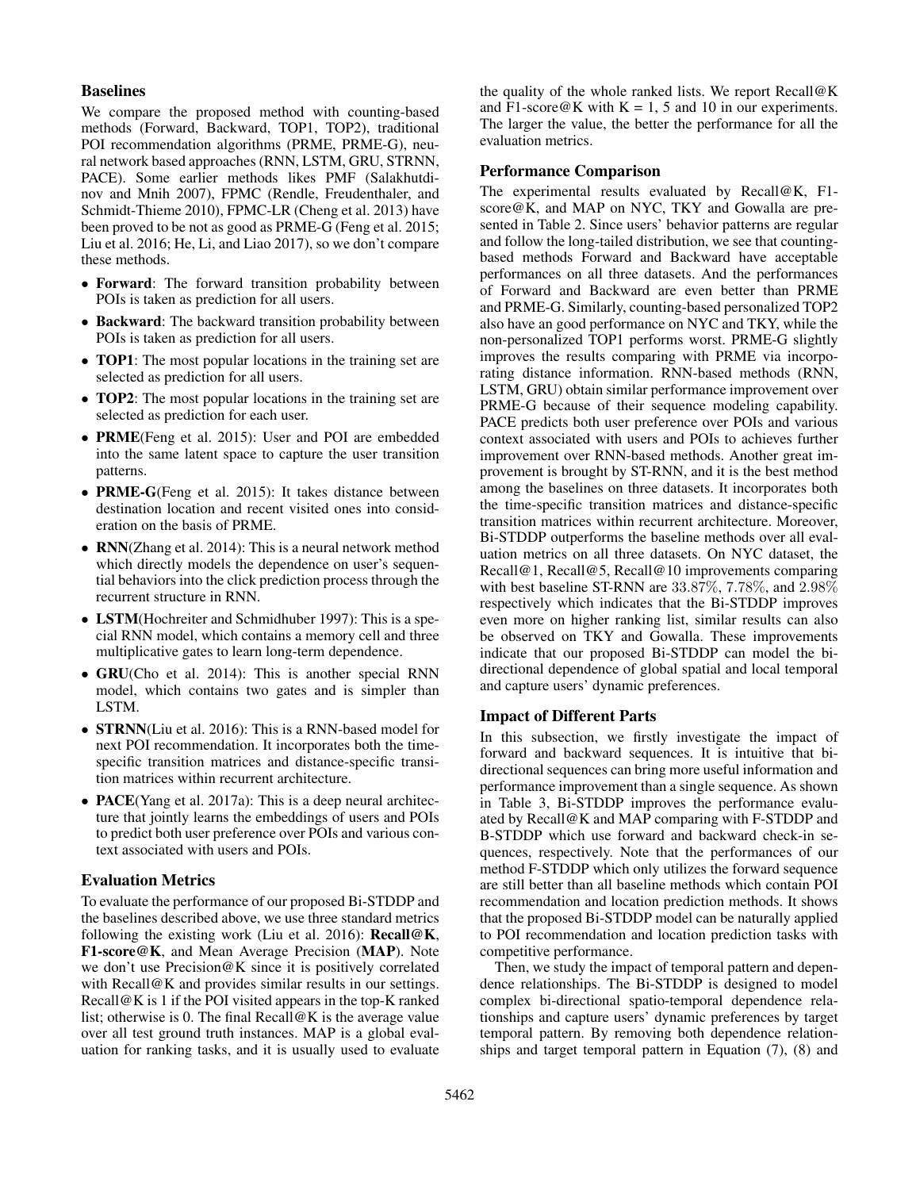### Baselines

We compare the proposed method with counting-based methods (Forward, Backward, TOP1, TOP2), traditional POI recommendation algorithms (PRME, PRME-G), neural network based approaches (RNN, LSTM, GRU, STRNN, PACE). Some earlier methods likes PMF (Salakhutdinov and Mnih 2007), FPMC (Rendle, Freudenthaler, and Schmidt-Thieme 2010), FPMC-LR (Cheng et al. 2013) have been proved to be not as good as PRME-G (Feng et al. 2015; Liu et al. 2016; He, Li, and Liao 2017), so we don't compare these methods.

- **Forward**: The forward transition probability between POIs is taken as prediction for all users.
- **Backward**: The backward transition probability between POIs is taken as prediction for all users.
- **TOP1**: The most popular locations in the training set are selected as prediction for all users.
- **TOP2**: The most popular locations in the training set are selected as prediction for each user.
- **PRME**(Feng et al. 2015): User and POI are embedded into the same latent space to capture the user transition patterns.
- **PRME-G**(Feng et al. 2015): It takes distance between destination location and recent visited ones into consideration on the basis of PRME.
- **RNN**(Zhang et al. 2014): This is a neural network method which directly models the dependence on user's sequential behaviors into the click prediction process through the recurrent structure in RNN.
- **LSTM**(Hochreiter and Schmidhuber 1997): This is a special RNN model, which contains a memory cell and three multiplicative gates to learn long-term dependence.
- **GRU**(Cho et al. 2014): This is another special RNN model, which contains two gates and is simpler than LSTM.
- **STRNN**(Liu et al. 2016): This is a RNN-based model for next POI recommendation. It incorporates both the time-specific transition matrices and distance-specific transition matrices within recurrent architecture.
- **PACE**(Yang et al. 2017a): This is a deep neural architecture that jointly learns the embeddings of users and POIs to predict both user preference over POIs and various context associated with users and POIs.

### Evaluation Metrics

To evaluate the performance of our proposed Bi-STDDP and the baselines described above, we use three standard metrics following the existing work (Liu et al. 2016): **Recall@K**, **F1-score@K**, and Mean Average Precision (**MAP**). Note we don't use Precision@K since it is positively correlated with Recall@K and provides similar results in our settings. Recall@K is 1 if the POI visited appears in the top-K ranked list; otherwise is 0. The final Recall@K is the average value over all test ground truth instances. MAP is a global evaluation for ranking tasks, and it is usually used to evaluate the quality of the whole ranked lists. We report Recall@K and F1-score@K with K = 1, 5 and 10 in our experiments. The larger the value, the better the performance for all the evaluation metrics.

### Performance Comparison

The experimental results evaluated by Recall@K, F1-score@K, and MAP on NYC, TKY and Gowalla are presented in Table 2. Since users' behavior patterns are regular and follow the long-tailed distribution, we see that counting-based methods Forward and Backward have acceptable performances on all three datasets. And the performances of Forward and Backward are even better than PRME and PRME-G. Similarly, counting-based personalized TOP2 also have an good performance on NYC and TKY, while the non-personalized TOP1 performs worst. PRME-G slightly improves the results comparing with PRME via incorporating distance information. RNN-based methods (RNN, LSTM, GRU) obtain similar performance improvement over PRME-G because of their sequence modeling capability. PACE predicts both user preference over POIs and various context associated with users and POIs to achieves further improvement over RNN-based methods. Another great improvement is brought by ST-RNN, and it is the best method among the baselines on three datasets. It incorporates both the time-specific transition matrices and distance-specific transition matrices within recurrent architecture. Moreover, Bi-STDDP outperforms the baseline methods over all evaluation metrics on all three datasets. On NYC dataset, the Recall@1, Recall@5, Recall@10 improvements comparing with best baseline ST-RNN are $33.87\%$, $7.78\%$, and $2.98\%$ respectively which indicates that the Bi-STDDP improves even more on higher ranking list, similar results can also be observed on TKY and Gowalla. These improvements indicate that our proposed Bi-STDDP can model the bi-directional dependence of global spatial and local temporal and capture users' dynamic preferences.

### Impact of Different Parts

In this subsection, we firstly investigate the impact of forward and backward sequences. It is intuitive that bi-directional sequences can bring more useful information and performance improvement than a single sequence. As shown in Table 3, Bi-STDDP improves the performance evaluated by Recall@K and MAP comparing with F-STDDP and B-STDDP which use forward and backward check-in sequences, respectively. Note that the performances of our method F-STDDP which only utilizes the forward sequence are still better than all baseline methods which contain POI recommendation and location prediction methods. It shows that the proposed Bi-STDDP model can be naturally applied to POI recommendation and location prediction tasks with competitive performance.

Then, we study the impact of temporal pattern and dependence relationships. The Bi-STDDP is designed to model complex bi-directional spatio-temporal dependence relationships and capture users' dynamic preferences by target temporal pattern. By removing both dependence relationships and target temporal pattern in Equation (7), (8) and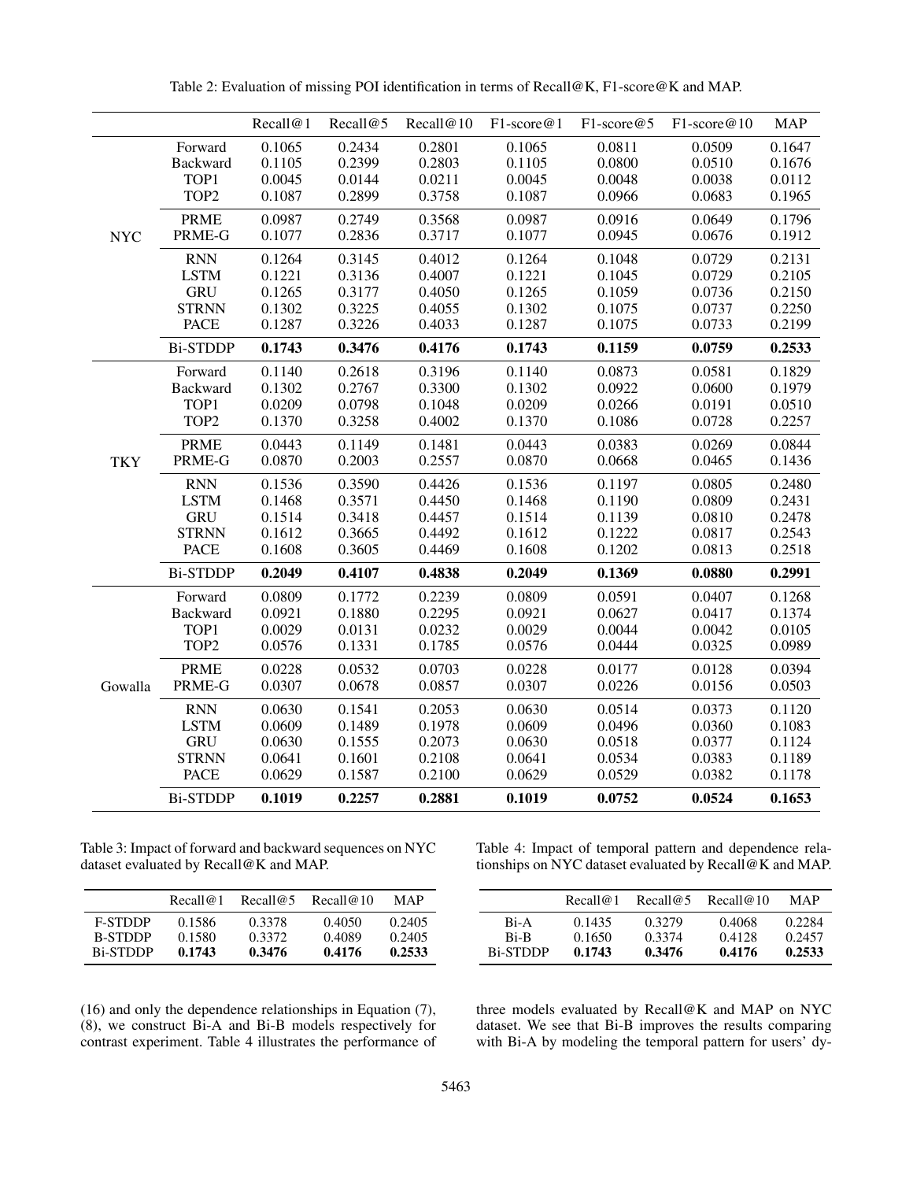Table 2: Evaluation of missing POI identification in terms of Recall@K, F1-score@K and MAP.

| | | Recall@1 | Recall@5 | Recall@10 | F1-score@1 | F1-score@5 | F1-score@10 | MAP |
|---|---|---|---|---|---|---|---|---|
| NYC | Forward | 0.1065 | 0.2434 | 0.2801 | 0.1065 | 0.0811 | 0.0509 | 0.1647 |
| | Backward | 0.1105 | 0.2399 | 0.2803 | 0.1105 | 0.0800 | 0.0510 | 0.1676 |
| | TOP1 | 0.0045 | 0.0144 | 0.0211 | 0.0045 | 0.0048 | 0.0038 | 0.0112 |
| | TOP2 | 0.1087 | 0.2899 | 0.3758 | 0.1087 | 0.0966 | 0.0683 | 0.1965 |
| | PRME | 0.0987 | 0.2749 | 0.3568 | 0.0987 | 0.0916 | 0.0649 | 0.1796 |
| | PRME-G | 0.1077 | 0.2836 | 0.3717 | 0.1077 | 0.0945 | 0.0676 | 0.1912 |
| | RNN | 0.1264 | 0.3145 | 0.4012 | 0.1264 | 0.1048 | 0.0729 | 0.2131 |
| | LSTM | 0.1221 | 0.3136 | 0.4007 | 0.1221 | 0.1045 | 0.0729 | 0.2105 |
| | GRU | 0.1265 | 0.3177 | 0.4050 | 0.1265 | 0.1059 | 0.0736 | 0.2150 |
| | STRNN | 0.1302 | 0.3225 | 0.4055 | 0.1302 | 0.1075 | 0.0737 | 0.2250 |
| | PACE | 0.1287 | 0.3226 | 0.4033 | 0.1287 | 0.1075 | 0.0733 | 0.2199 |
| | Bi-STDDP | **0.1743** | **0.3476** | **0.4176** | **0.1743** | **0.1159** | **0.0759** | **0.2533** |
| TKY | Forward | 0.1140 | 0.2618 | 0.3196 | 0.1140 | 0.0873 | 0.0581 | 0.1829 |
| | Backward | 0.1302 | 0.2767 | 0.3300 | 0.1302 | 0.0922 | 0.0600 | 0.1979 |
| | TOP1 | 0.0209 | 0.0798 | 0.1048 | 0.0209 | 0.0266 | 0.0191 | 0.0510 |
| | TOP2 | 0.1370 | 0.3258 | 0.4002 | 0.1370 | 0.1086 | 0.0728 | 0.2257 |
| | PRME | 0.0443 | 0.1149 | 0.1481 | 0.0443 | 0.0383 | 0.0269 | 0.0844 |
| | PRME-G | 0.0870 | 0.2003 | 0.2557 | 0.0870 | 0.0668 | 0.0465 | 0.1436 |
| | RNN | 0.1536 | 0.3590 | 0.4426 | 0.1536 | 0.1197 | 0.0805 | 0.2480 |
| | LSTM | 0.1468 | 0.3571 | 0.4450 | 0.1468 | 0.1190 | 0.0809 | 0.2431 |
| | GRU | 0.1514 | 0.3418 | 0.4457 | 0.1514 | 0.1139 | 0.0810 | 0.2478 |
| | STRNN | 0.1612 | 0.3665 | 0.4492 | 0.1612 | 0.1222 | 0.0817 | 0.2543 |
| | PACE | 0.1608 | 0.3605 | 0.4469 | 0.1608 | 0.1202 | 0.0813 | 0.2518 |
| | Bi-STDDP | **0.2049** | **0.4107** | **0.4838** | **0.2049** | **0.1369** | **0.0880** | **0.2991** |
| Gowalla | Forward | 0.0809 | 0.1772 | 0.2239 | 0.0809 | 0.0591 | 0.0407 | 0.1268 |
| | Backward | 0.0921 | 0.1880 | 0.2295 | 0.0921 | 0.0627 | 0.0417 | 0.1374 |
| | TOP1 | 0.0029 | 0.0131 | 0.0232 | 0.0029 | 0.0044 | 0.0042 | 0.0105 |
| | TOP2 | 0.0576 | 0.1331 | 0.1785 | 0.0576 | 0.0444 | 0.0325 | 0.0989 |
| | PRME | 0.0228 | 0.0532 | 0.0703 | 0.0228 | 0.0177 | 0.0128 | 0.0394 |
| | PRME-G | 0.0307 | 0.0678 | 0.0857 | 0.0307 | 0.0226 | 0.0156 | 0.0503 |
| | RNN | 0.0630 | 0.1541 | 0.2053 | 0.0630 | 0.0514 | 0.0373 | 0.1120 |
| | LSTM | 0.0609 | 0.1489 | 0.1978 | 0.0609 | 0.0496 | 0.0360 | 0.1083 |
| | GRU | 0.0630 | 0.1555 | 0.2073 | 0.0630 | 0.0518 | 0.0377 | 0.1124 |
| | STRNN | 0.0641 | 0.1601 | 0.2108 | 0.0641 | 0.0534 | 0.0383 | 0.1189 |
| | PACE | 0.0629 | 0.1587 | 0.2100 | 0.0629 | 0.0529 | 0.0382 | 0.1178 |
| | Bi-STDDP | **0.1019** | **0.2257** | **0.2881** | **0.1019** | **0.0752** | **0.0524** | **0.1653** |

Table 3: Impact of forward and backward sequences on NYC dataset evaluated by Recall@K and MAP.

| | Recall@1 | Recall@5 | Recall@10 | MAP |
|---|---|---|---|---|
| F-STDDP | 0.1586 | 0.3378 | 0.4050 | 0.2405 |
| B-STDDP | 0.1580 | 0.3372 | 0.4089 | 0.2405 |
| Bi-STDDP | **0.1743** | **0.3476** | **0.4176** | **0.2533** |

(16) and only the dependence relationships in Equation (7), (8), we construct Bi-A and Bi-B models respectively for contrast experiment. Table 4 illustrates the performance of three models evaluated by Recall@K and MAP on NYC dataset. We see that Bi-B improves the results comparing with Bi-A by modeling the temporal pattern for users' dy-

Table 4: Impact of temporal pattern and dependence relationships on NYC dataset evaluated by Recall@K and MAP.

| | Recall@1 | Recall@5 | Recall@10 | MAP |
|---|---|---|---|---|
| Bi-A | 0.1435 | 0.3279 | 0.4068 | 0.2284 |
| Bi-B | 0.1650 | 0.3374 | 0.4128 | 0.2457 |
| Bi-STDDP | **0.1743** | **0.3476** | **0.4176** | **0.2533** |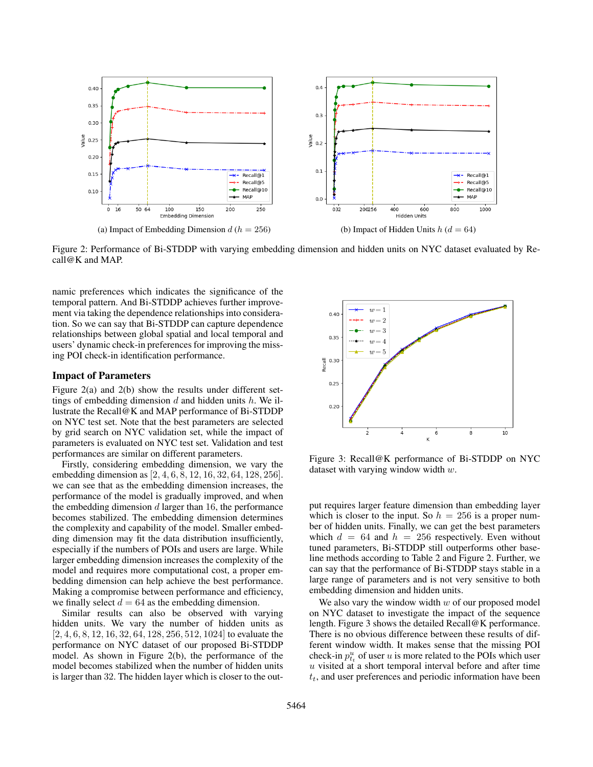Figure 2: Performance of Bi-STDDP with varying embedding dimension and hidden units on NYC dataset evaluated by Recall@K and MAP.

(a) Impact of Embedding Dimension $d$ ($h = 256$)

(b) Impact of Hidden Units $h$ ($d = 64$)

namic preferences which indicates the significance of the temporal pattern. And Bi-STDDP achieves further improvement via taking the dependence relationships into consideration. So we can say that Bi-STDDP can capture dependence relationships between global spatial and local temporal and users' dynamic check-in preferences for improving the missing POI check-in identification performance.

## Impact of Parameters

Figure 2(a) and 2(b) show the results under different settings of embedding dimension $d$ and hidden units $h$. We illustrate the Recall@K and MAP performance of Bi-STDDP on NYC test set. Note that the best parameters are selected by grid search on NYC validation set, while the impact of parameters is evaluated on NYC test set. Validation and test performances are similar on different parameters.

Firstly, considering embedding dimension, we vary the embedding dimension as $[2, 4, 6, 8, 12, 16, 32, 64, 128, 256]$. we can see that as the embedding dimension increases, the performance of the model is gradually improved, and when the embedding dimension $d$ larger than 16, the performance becomes stabilized. The embedding dimension determines the complexity and capability of the model. Smaller embedding dimension may fit the data distribution insufficiently, especially if the numbers of POIs and users are large. While larger embedding dimension increases the complexity of the model and requires more computational cost, a proper embedding dimension can help achieve the best performance. Making a compromise between performance and efficiency, we finally select $d = 64$ as the embedding dimension.

Similar results can also be observed with varying hidden units. We vary the number of hidden units as $[2, 4, 6, 8, 12, 16, 32, 64, 128, 256, 512, 1024]$ to evaluate the performance on NYC dataset of our proposed Bi-STDDP model. As shown in Figure 2(b), the performance of the model becomes stabilized when the number of hidden units is larger than 32. The hidden layer which is closer to the output requires larger feature dimension than embedding layer which is closer to the input. So $h = 256$ is a proper number of hidden units. Finally, we can get the best parameters which $d = 64$ and $h = 256$ respectively. Even without tuned parameters, Bi-STDDP still outperforms other baseline methods according to Table 2 and Figure 2. Further, we can say that the performance of Bi-STDDP stays stable in a large range of parameters and is not very sensitive to both embedding dimension and hidden units.

Figure 3: Recall@K performance of Bi-STDDP on NYC dataset with varying window width $w$.

We also vary the window width $w$ of our proposed model on NYC dataset to investigate the impact of the sequence length. Figure 3 shows the detailed Recall@K performance. There is no obvious difference between these results of different window width. It makes sense that the missing POI check-in $p_{t_t}^u$ of user $u$ is more related to the POIs which user $u$ visited at a short temporal interval before and after time $t_t$, and user preferences and periodic information have been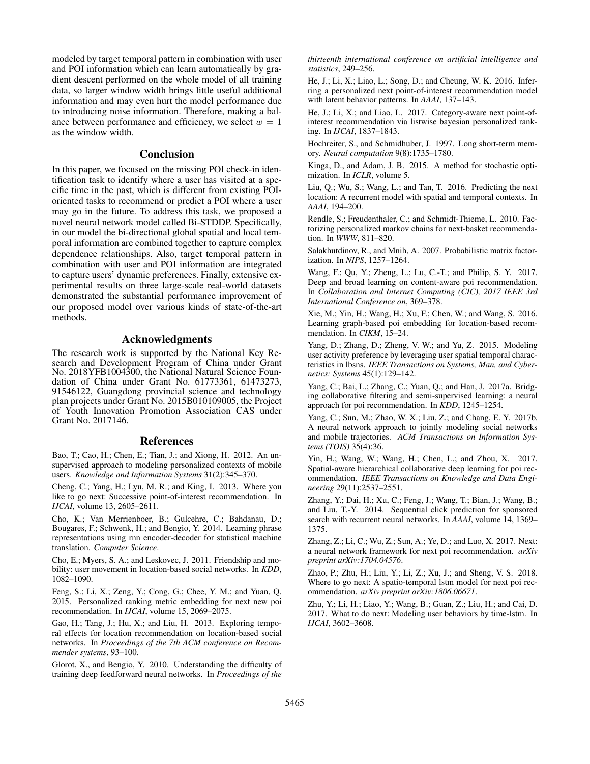modeled by target temporal pattern in combination with user and POI information which can learn automatically by gradient descent performed on the whole model of all training data, so larger window width brings little useful additional information and may even hurt the model performance due to introducing noise information. Therefore, making a balance between performance and efficiency, we select $w = 1$ as the window width.

## Conclusion

In this paper, we focused on the missing POI check-in identification task to identify where a user has visited at a specific time in the past, which is different from existing POI-oriented tasks to recommend or predict a POI where a user may go in the future. To address this task, we proposed a novel neural network model called Bi-STDDP. Specifically, in our model the bi-directional global spatial and local temporal information are combined together to capture complex dependence relationships. Also, target temporal pattern in combination with user and POI information are integrated to capture users' dynamic preferences. Finally, extensive experimental results on three large-scale real-world datasets demonstrated the substantial performance improvement of our proposed model over various kinds of state-of-the-art methods.

## Acknowledgments

The research work is supported by the National Key Research and Development Program of China under Grant No. 2018YFB1004300, the National Natural Science Foundation of China under Grant No. 61773361, 61473273, 91546122, Guangdong provincial science and technology plan projects under Grant No. 2015B010109005, the Project of Youth Innovation Promotion Association CAS under Grant No. 2017146.

## References

Bao, T.; Cao, H.; Chen, E.; Tian, J.; and Xiong, H. 2012. An unsupervised approach to modeling personalized contexts of mobile users. *Knowledge and Information Systems* 31(2):345–370.

Cheng, C.; Yang, H.; Lyu, M. R.; and King, I. 2013. Where you like to go next: Successive point-of-interest recommendation. In *IJCAI*, volume 13, 2605–2611.

Cho, K.; Van Merrienboer, B.; Gulcehre, C.; Bahdanau, D.; Bougares, F.; Schwenk, H.; and Bengio, Y. 2014. Learning phrase representations using rnn encoder-decoder for statistical machine translation. *Computer Science*.

Cho, E.; Myers, S. A.; and Leskovec, J. 2011. Friendship and mobility: user movement in location-based social networks. In *KDD*, 1082–1090.

Feng, S.; Li, X.; Zeng, Y.; Cong, G.; Chee, Y. M.; and Yuan, Q. 2015. Personalized ranking metric embedding for next new poi recommendation. In *IJCAI*, volume 15, 2069–2075.

Gao, H.; Tang, J.; Hu, X.; and Liu, H. 2013. Exploring temporal effects for location recommendation on location-based social networks. In *Proceedings of the 7th ACM conference on Recommender systems*, 93–100.

Glorot, X., and Bengio, Y. 2010. Understanding the difficulty of training deep feedforward neural networks. In *Proceedings of the thirteenth international conference on artificial intelligence and statistics*, 249–256.

He, J.; Li, X.; Liao, L.; Song, D.; and Cheung, W. K. 2016. Inferring a personalized next point-of-interest recommendation model with latent behavior patterns. In *AAAI*, 137–143.

He, J.; Li, X.; and Liao, L. 2017. Category-aware next point-of-interest recommendation via listwise bayesian personalized ranking. In *IJCAI*, 1837–1843.

Hochreiter, S., and Schmidhuber, J. 1997. Long short-term memory. *Neural computation* 9(8):1735–1780.

Kinga, D., and Adam, J. B. 2015. A method for stochastic optimization. In *ICLR*, volume 5.

Liu, Q.; Wu, S.; Wang, L.; and Tan, T. 2016. Predicting the next location: A recurrent model with spatial and temporal contexts. In *AAAI*, 194–200.

Rendle, S.; Freudenthaler, C.; and Schmidt-Thieme, L. 2010. Factorizing personalized markov chains for next-basket recommendation. In *WWW*, 811–820.

Salakhutdinov, R., and Mnih, A. 2007. Probabilistic matrix factorization. In *NIPS*, 1257–1264.

Wang, F.; Qu, Y.; Zheng, L.; Lu, C.-T.; and Philip, S. Y. 2017. Deep and broad learning on content-aware poi recommendation. In *Collaboration and Internet Computing (CIC), 2017 IEEE 3rd International Conference on*, 369–378.

Xie, M.; Yin, H.; Wang, H.; Xu, F.; Chen, W.; and Wang, S. 2016. Learning graph-based poi embedding for location-based recommendation. In *CIKM*, 15–24.

Yang, D.; Zhang, D.; Zheng, V. W.; and Yu, Z. 2015. Modeling user activity preference by leveraging user spatial temporal characteristics in lbsns. *IEEE Transactions on Systems, Man, and Cybernetics: Systems* 45(1):129–142.

Yang, C.; Bai, L.; Zhang, C.; Yuan, Q.; and Han, J. 2017a. Bridging collaborative filtering and semi-supervised learning: a neural approach for poi recommendation. In *KDD*, 1245–1254.

Yang, C.; Sun, M.; Zhao, W. X.; Liu, Z.; and Chang, E. Y. 2017b. A neural network approach to jointly modeling social networks and mobile trajectories. *ACM Transactions on Information Systems (TOIS)* 35(4):36.

Yin, H.; Wang, W.; Wang, H.; Chen, L.; and Zhou, X. 2017. Spatial-aware hierarchical collaborative deep learning for poi recommendation. *IEEE Transactions on Knowledge and Data Engineering* 29(11):2537–2551.

Zhang, Y.; Dai, H.; Xu, C.; Feng, J.; Wang, T.; Bian, J.; Wang, B.; and Liu, T.-Y. 2014. Sequential click prediction for sponsored search with recurrent neural networks. In *AAAI*, volume 14, 1369–1375.

Zhang, Z.; Li, C.; Wu, Z.; Sun, A.; Ye, D.; and Luo, X. 2017. Next: a neural network framework for next poi recommendation. *arXiv preprint arXiv:1704.04576*.

Zhao, P.; Zhu, H.; Liu, Y.; Li, Z.; Xu, J.; and Sheng, V. S. 2018. Where to go next: A spatio-temporal lstm model for next poi recommendation. *arXiv preprint arXiv:1806.06671*.

Zhu, Y.; Li, H.; Liao, Y.; Wang, B.; Guan, Z.; Liu, H.; and Cai, D. 2017. What to do next: Modeling user behaviors by time-lstm. In *IJCAI*, 3602–3608.